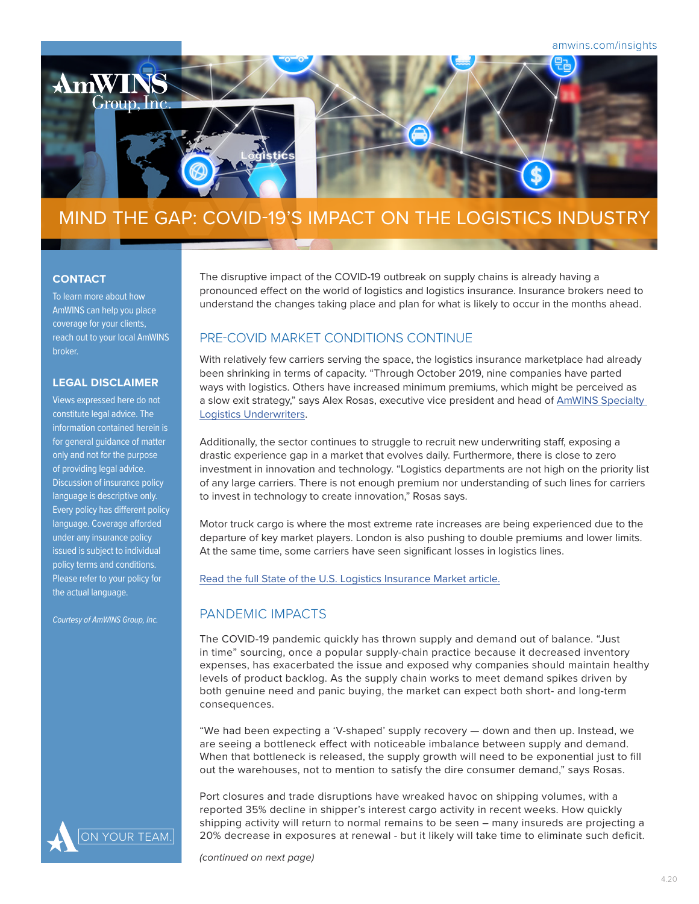amwins.com/insights

# MIND THE GAP: COVID-19'S IMPACT ON THE LOGISTICS INDUSTRY

The disruptive impact of the COVID-19 outbreak on supply chains is already having a pronounced effect on the world of logistics and logistics insurance. Insurance brokers need to understand the changes taking place and plan for what is likely to occur in the months ahead.

## PRE-COVID MARKET CONDITIONS CONTINUE

With relatively few carriers serving the space, the logistics insurance marketplace had already been shrinking in terms of capacity. "Through October 2019, nine companies have parted ways with logistics. Others have increased minimum premiums, which might be perceived as a slow exit strategy," says Alex Rosas, executive vice president and head of AmWINS Specialty Logistics Underwriters.

Additionally, the sector continues to struggle to recruit new underwriting staff, exposing a drastic experience gap in a market that evolves daily. Furthermore, there is close to zero investment in innovation and technology. "Logistics departments are not high on the priority list of any large carriers. There is not enough premium nor understanding of such lines for carriers to invest in technology to create innovation," Rosas says.

Motor truck cargo is where the most extreme rate increases are being experienced due to the departure of key market players. London is also pushing to double premiums and lower limits. At the same time, some carriers have seen significant losses in logistics lines.

Read the full State of the U.S. Logistics Insurance Market article.

## PANDEMIC IMPACTS

The COVID-19 pandemic quickly has thrown supply and demand out of balance. "Just in time" sourcing, once a popular supply-chain practice because it decreased inventory expenses, has exacerbated the issue and exposed why companies should maintain healthy levels of product backlog. As the supply chain works to meet demand spikes driven by both genuine need and panic buying, the market can expect both short- and long-term consequences.

"We had been expecting a 'V-shaped' supply recovery — down and then up. Instead, we are seeing a bottleneck effect with noticeable imbalance between supply and demand. When that bottleneck is released, the supply growth will need to be exponential just to fill out the warehouses, not to mention to satisfy the dire consumer demand," says Rosas.

Port closures and trade disruptions have wreaked havoc on shipping volumes, with a reported 35% decline in shipper's interest cargo activity in recent weeks. How quickly shipping activity will return to normal remains to be seen – many insureds are projecting a 20% decrease in exposures at renewal - but it likely will take time to eliminate such deficit.

*(continued on next page)*

**CONTACT**

To learn more about how AmWINS can help you place coverage for your clients, reach out to your local AmWINS broker.

**LEGAL DISCLAIMER**

Views expressed here do not constitute legal advice. The information contained herein is for general guidance of matter only and not for the purpose of providing legal advice. Discussion of insurance policy language is descriptive only. Every policy has different policy language. Coverage afforded under any insurance policy issued is subject to individual policy terms and conditions. Please refer to your policy for the actual language.

*Courtesy of AmWINS Group, Inc.*

ON YOUR TEAM.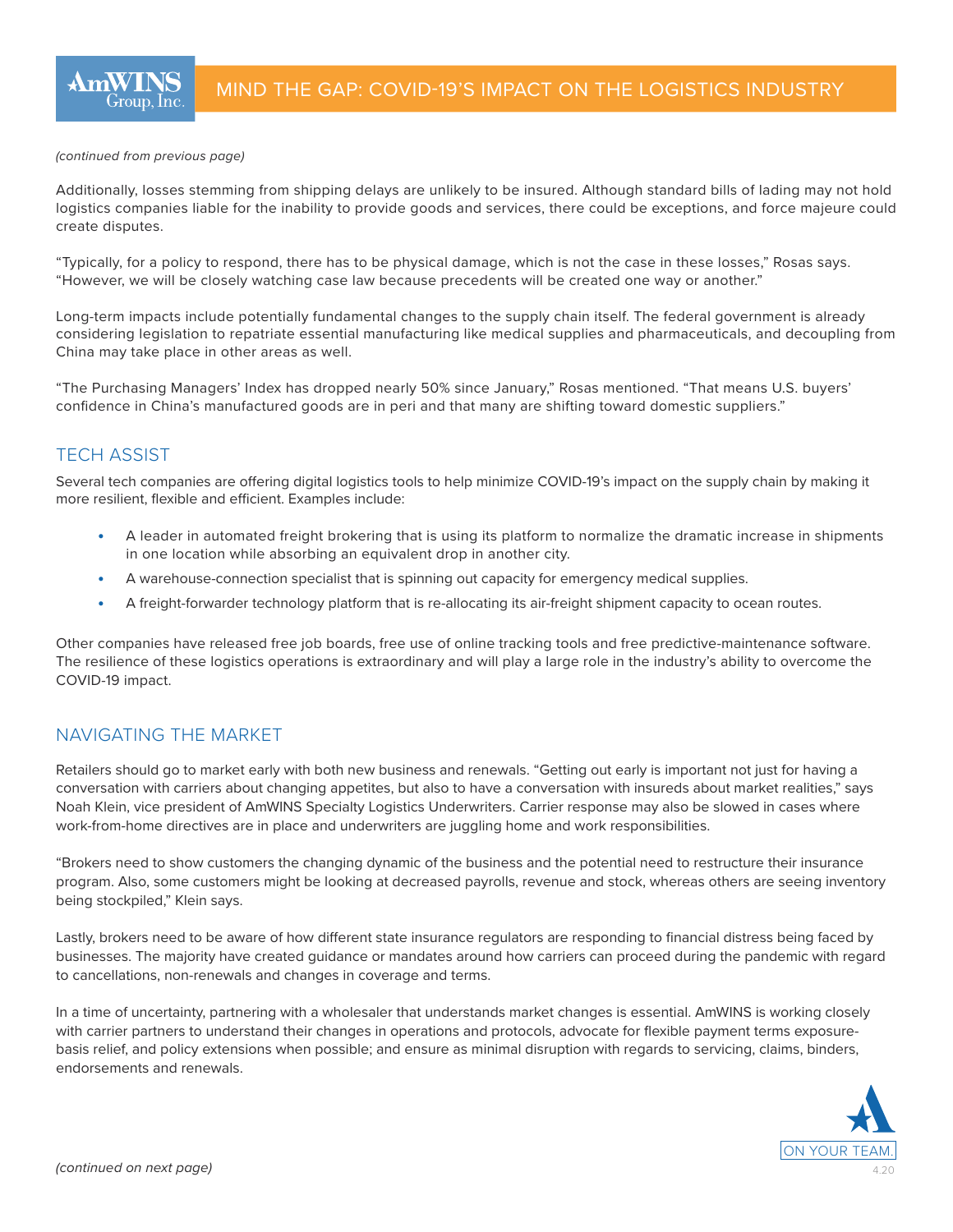*(continued from previous page)*

Additionally, losses stemming from shipping delays are unlikely to be insured. Although standard bills of lading may not hold logistics companies liable for the inability to provide goods and services, there could be exceptions, and force majeure could create disputes.

“Typically, for a policy to respond, there has to be physical damage, which is not the case in these losses,” Rosas says. “However, we will be closely watching case law because precedents will be created one way or another.”

Long-term impacts include potentially fundamental changes to the supply chain itself. The federal government is already considering legislation to repatriate essential manufacturing like medical supplies and pharmaceuticals, and decoupling from China may take place in other areas as well.

“The Purchasing Managers’ Index has dropped nearly 50% since January,” Rosas mentioned. “That means U.S. buyers’ confidence in China’s manufactured goods are in peri and that many are shifting toward domestic suppliers.”

## TECH ASSIST

Several tech companies are offering digital logistics tools to help minimize COVID-19’s impact on the supply chain by making it more resilient, flexible and efficient. Examples include:

- A leader in automated freight brokering that is using its platform to normalize the dramatic increase in shipments in one location while absorbing an equivalent drop in another city.
- A warehouse-connection specialist that is spinning out capacity for emergency medical supplies.
- A freight-forwarder technology platform that is re-allocating its air-freight shipment capacity to ocean routes.

Other companies have released free job boards, free use of online tracking tools and free predictive-maintenance software. The resilience of these logistics operations is extraordinary and will play a large role in the industry’s ability to overcome the COVID-19 impact.

## NAVIGATING THE MARKET

Retailers should go to market early with both new business and renewals. “Getting out early is important not just for having a conversation with carriers about changing appetites, but also to have a conversation with insureds about market realities,” says Noah Klein, vice president of AmWINS Specialty Logistics Underwriters. Carrier response may also be slowed in cases where work-from-home directives are in place and underwriters are juggling home and work responsibilities.

“Brokers need to show customers the changing dynamic of the business and the potential need to restructure their insurance program. Also, some customers might be looking at decreased payrolls, revenue and stock, whereas others are seeing inventory being stockpiled,” Klein says.

Lastly, brokers need to be aware of how different state insurance regulators are responding to financial distress being faced by businesses. The majority have created guidance or mandates around how carriers can proceed during the pandemic with regard to cancellations, non-renewals and changes in coverage and terms.

In a time of uncertainty, partnering with a wholesaler that understands market changes is essential. AmWINS is working closely with carrier partners to understand their changes in operations and protocols, advocate for flexible payment terms exposure-basis relief, and policy extensions when possible; and ensure as minimal disruption with regards to servicing, claims, binders, endorsements and renewals.

*(continued on next page)*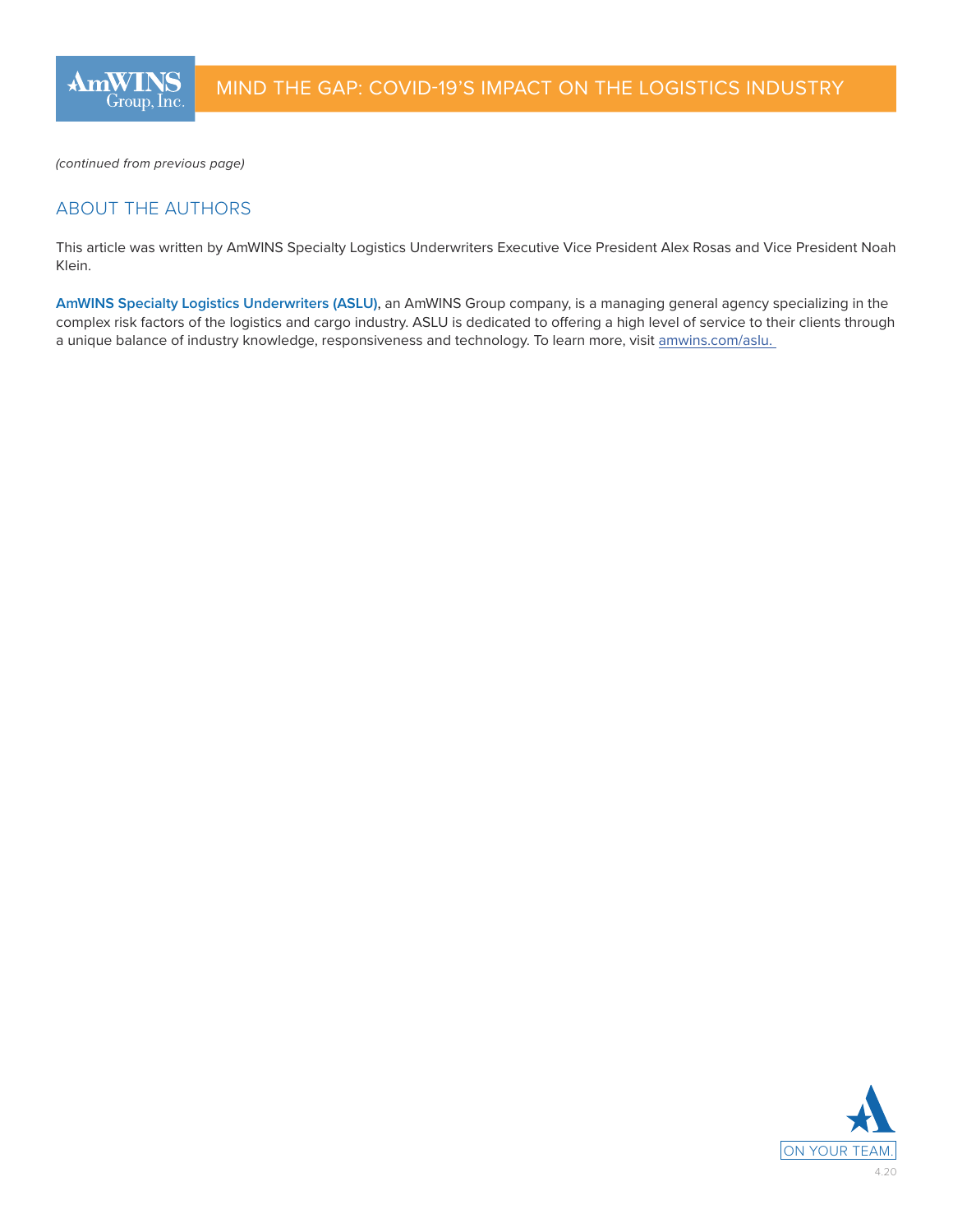*(continued from previous page)*

## ABOUT THE AUTHORS

This article was written by AmWINS Specialty Logistics Underwriters Executive Vice President Alex Rosas and Vice President Noah Klein.

**AmWINS Specialty Logistics Underwriters (ASLU)**, an AmWINS Group company, is a managing general agency specializing in the complex risk factors of the logistics and cargo industry. ASLU is dedicated to offering a high level of service to their clients through a unique balance of industry knowledge, responsiveness and technology. To learn more, visit amwins.com/aslu.

ON YOUR TEAM.

4.20